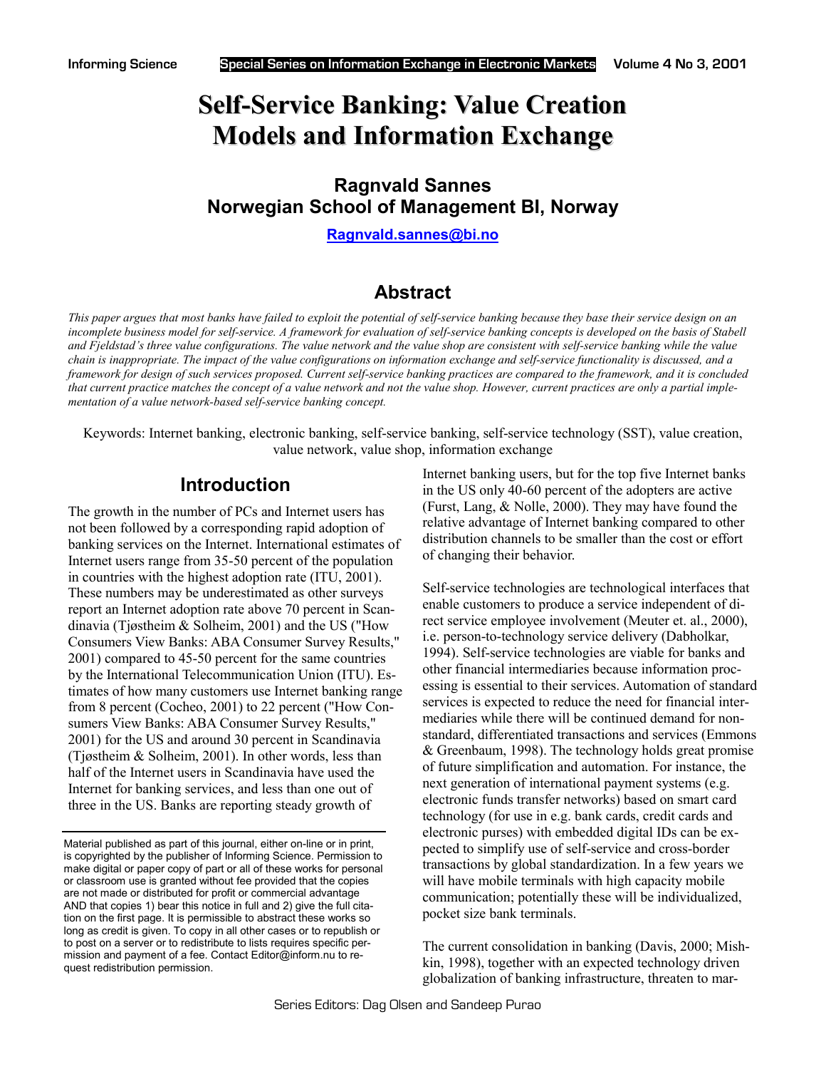# Self-Service Banking: Value Creation Models and Information Exchange

**Ragnvald Sannes**
**Norwegian School of Management BI, Norway**

**Ragnvald.sannes@bi.no**

## Abstract

*This paper argues that most banks have failed to exploit the potential of self-service banking because they base their service design on an incomplete business model for self-service. A framework for evaluation of self-service banking concepts is developed on the basis of Stabell and Fjeldstad's three value configurations. The value network and the value shop are consistent with self-service banking while the value chain is inappropriate. The impact of the value configurations on information exchange and self-service functionality is discussed, and a framework for design of such services proposed. Current self-service banking practices are compared to the framework, and it is concluded that current practice matches the concept of a value network and not the value shop. However, current practices are only a partial implementation of a value network-based self-service banking concept.*

Keywords: Internet banking, electronic banking, self-service banking, self-service technology (SST), value creation, value network, value shop, information exchange

## Introduction

The growth in the number of PCs and Internet users has not been followed by a corresponding rapid adoption of banking services on the Internet. International estimates of Internet users range from 35-50 percent of the population in countries with the highest adoption rate (ITU, 2001). These numbers may be underestimated as other surveys report an Internet adoption rate above 70 percent in Scandinavia (Tjøstheim & Solheim, 2001) and the US ("How Consumers View Banks: ABA Consumer Survey Results," 2001) compared to 45-50 percent for the same countries by the International Telecommunication Union (ITU). Estimates of how many customers use Internet banking range from 8 percent (Cocheo, 2001) to 22 percent ("How Consumers View Banks: ABA Consumer Survey Results," 2001) for the US and around 30 percent in Scandinavia (Tjøstheim & Solheim, 2001). In other words, less than half of the Internet users in Scandinavia have used the Internet for banking services, and less than one out of three in the US. Banks are reporting steady growth of Internet banking users, but for the top five Internet banks in the US only 40-60 percent of the adopters are active (Furst, Lang, & Nolle, 2000). They may have found the relative advantage of Internet banking compared to other distribution channels to be smaller than the cost or effort of changing their behavior.

Self-service technologies are technological interfaces that enable customers to produce a service independent of direct service employee involvement (Meuter et. al., 2000), i.e. person-to-technology service delivery (Dabholkar, 1994). Self-service technologies are viable for banks and other financial intermediaries because information processing is essential to their services. Automation of standard services is expected to reduce the need for financial intermediaries while there will be continued demand for non-standard, differentiated transactions and services (Emmons & Greenbaum, 1998). The technology holds great promise of future simplification and automation. For instance, the next generation of international payment systems (e.g. electronic funds transfer networks) based on smart card technology (for use in e.g. bank cards, credit cards and electronic purses) with embedded digital IDs can be expected to simplify use of self-service and cross-border transactions by global standardization. In a few years we will have mobile terminals with high capacity mobile communication; potentially these will be individualized, pocket size bank terminals.

The current consolidation in banking (Davis, 2000; Mishkin, 1998), together with an expected technology driven globalization of banking infrastructure, threaten to mar-

Material published as part of this journal, either on-line or in print, is copyrighted by the publisher of Informing Science. Permission to make digital or paper copy of part or all of these works for personal or classroom use is granted without fee provided that the copies are not made or distributed for profit or commercial advantage AND that copies 1) bear this notice in full and 2) give the full citation on the first page. It is permissible to abstract these works so long as credit is given. To copy in all other cases or to republish or to post on a server or to redistribute to lists requires specific permission and payment of a fee. Contact Editor@inform.nu to request redistribution permission.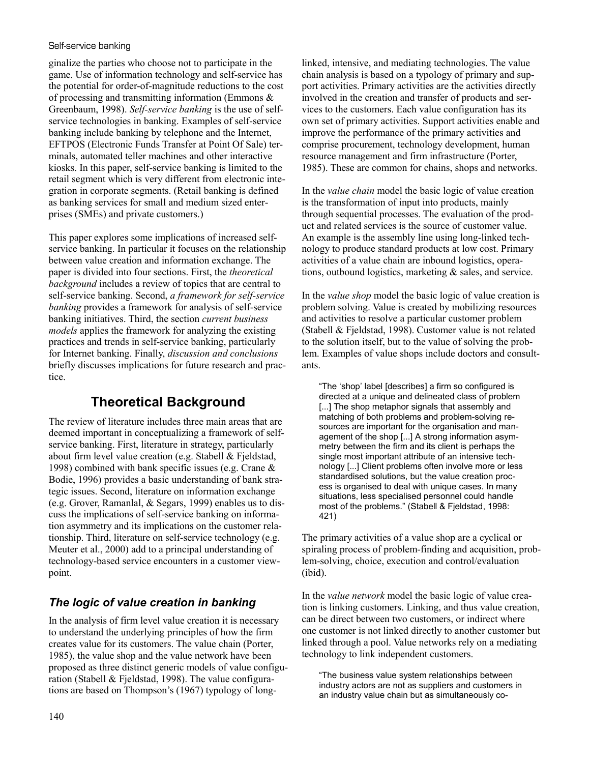ginalize the parties who choose not to participate in the game. Use of information technology and self-service has the potential for order-of-magnitude reductions to the cost of processing and transmitting information (Emmons & Greenbaum, 1998). *Self-service banking* is the use of self-service technologies in banking. Examples of self-service banking include banking by telephone and the Internet, EFTPOS (Electronic Funds Transfer at Point Of Sale) terminals, automated teller machines and other interactive kiosks. In this paper, self-service banking is limited to the retail segment which is very different from electronic integration in corporate segments. (Retail banking is defined as banking services for small and medium sized enterprises (SMEs) and private customers.)

This paper explores some implications of increased self-service banking. In particular it focuses on the relationship between value creation and information exchange. The paper is divided into four sections. First, the *theoretical background* includes a review of topics that are central to self-service banking. Second, *a framework for self-service banking* provides a framework for analysis of self-service banking initiatives. Third, the section *current business models* applies the framework for analyzing the existing practices and trends in self-service banking, particularly for Internet banking. Finally, *discussion and conclusions* briefly discusses implications for future research and practice.

## Theoretical Background

The review of literature includes three main areas that are deemed important in conceptualizing a framework of self-service banking. First, literature in strategy, particularly about firm level value creation (e.g. Stabell & Fjeldstad, 1998) combined with bank specific issues (e.g. Crane & Bodie, 1996) provides a basic understanding of bank strategic issues. Second, literature on information exchange (e.g. Grover, Ramanlal, & Segars, 1999) enables us to discuss the implications of self-service banking on information asymmetry and its implications on the customer relationship. Third, literature on self-service technology (e.g. Meuter et al., 2000) add to a principal understanding of technology-based service encounters in a customer viewpoint.

### *The logic of value creation in banking*

In the analysis of firm level value creation it is necessary to understand the underlying principles of how the firm creates value for its customers. The value chain (Porter, 1985), the value shop and the value network have been proposed as three distinct generic models of value configuration (Stabell & Fjeldstad, 1998). The value configurations are based on Thompson's (1967) typology of long-linked, intensive, and mediating technologies. The value chain analysis is based on a typology of primary and support activities. Primary activities are the activities directly involved in the creation and transfer of products and services to the customers. Each value configuration has its own set of primary activities. Support activities enable and improve the performance of the primary activities and comprise procurement, technology development, human resource management and firm infrastructure (Porter, 1985). These are common for chains, shops and networks.

In the *value chain* model the basic logic of value creation is the transformation of input into products, mainly through sequential processes. The evaluation of the product and related services is the source of customer value. An example is the assembly line using long-linked technology to produce standard products at low cost. Primary activities of a value chain are inbound logistics, operations, outbound logistics, marketing & sales, and service.

In the *value shop* model the basic logic of value creation is problem solving. Value is created by mobilizing resources and activities to resolve a particular customer problem (Stabell & Fjeldstad, 1998). Customer value is not related to the solution itself, but to the value of solving the problem. Examples of value shops include doctors and consultants.

> "The 'shop' label [describes] a firm so configured is directed at a unique and delineated class of problem [...] The shop metaphor signals that assembly and matching of both problems and problem-solving resources are important for the organisation and management of the shop [...] A strong information asymmetry between the firm and its client is perhaps the single most important attribute of an intensive technology [...] Client problems often involve more or less standardised solutions, but the value creation process is organised to deal with unique cases. In many situations, less specialised personnel could handle most of the problems." (Stabell & Fjeldstad, 1998: 421)

The primary activities of a value shop are a cyclical or spiraling process of problem-finding and acquisition, problem-solving, choice, execution and control/evaluation (ibid).

In the *value network* model the basic logic of value creation is linking customers. Linking, and thus value creation, can be direct between two customers, or indirect where one customer is not linked directly to another customer but linked through a pool. Value networks rely on a mediating technology to link independent customers.

> "The business value system relationships between industry actors are not as suppliers and customers in an industry value chain but as simultaneously co-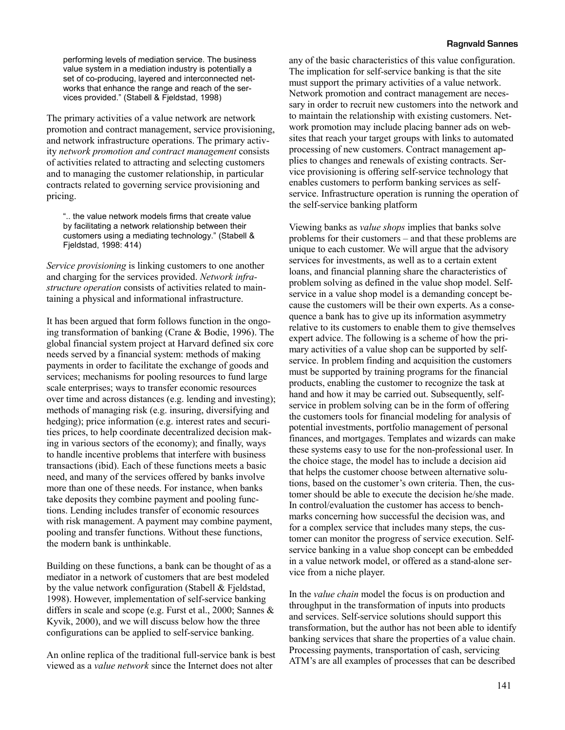> performing levels of mediation service. The business value system in a mediation industry is potentially a set of co-producing, layered and interconnected networks that enhance the range and reach of the services provided." (Stabell & Fjeldstad, 1998)

The primary activities of a value network are network promotion and contract management, service provisioning, and network infrastructure operations. The primary activity *network promotion and contract management* consists of activities related to attracting and selecting customers and to managing the customer relationship, in particular contracts related to governing service provisioning and pricing.

> ".. the value network models firms that create value by facilitating a network relationship between their customers using a mediating technology." (Stabell & Fjeldstad, 1998: 414)

*Service provisioning* is linking customers to one another and charging for the services provided. *Network infrastructure operation* consists of activities related to maintaining a physical and informational infrastructure.

It has been argued that form follows function in the ongoing transformation of banking (Crane & Bodie, 1996). The global financial system project at Harvard defined six core needs served by a financial system: methods of making payments in order to facilitate the exchange of goods and services; mechanisms for pooling resources to fund large scale enterprises; ways to transfer economic resources over time and across distances (e.g. lending and investing); methods of managing risk (e.g. insuring, diversifying and hedging); price information (e.g. interest rates and securities prices, to help coordinate decentralized decision making in various sectors of the economy); and finally, ways to handle incentive problems that interfere with business transactions (ibid). Each of these functions meets a basic need, and many of the services offered by banks involve more than one of these needs. For instance, when banks take deposits they combine payment and pooling functions. Lending includes transfer of economic resources with risk management. A payment may combine payment, pooling and transfer functions. Without these functions, the modern bank is unthinkable.

Building on these functions, a bank can be thought of as a mediator in a network of customers that are best modeled by the value network configuration (Stabell & Fjeldstad, 1998). However, implementation of self-service banking differs in scale and scope (e.g. Furst et al., 2000; Sannes & Kyvik, 2000), and we will discuss below how the three configurations can be applied to self-service banking.

An online replica of the traditional full-service bank is best viewed as a *value network* since the Internet does not alter any of the basic characteristics of this value configuration. The implication for self-service banking is that the site must support the primary activities of a value network. Network promotion and contract management are necessary in order to recruit new customers into the network and to maintain the relationship with existing customers. Network promotion may include placing banner ads on websites that reach your target groups with links to automated processing of new customers. Contract management applies to changes and renewals of existing contracts. Service provisioning is offering self-service technology that enables customers to perform banking services as self-service. Infrastructure operation is running the operation of the self-service banking platform

Viewing banks as *value shops* implies that banks solve problems for their customers – and that these problems are unique to each customer. We will argue that the advisory services for investments, as well as to a certain extent loans, and financial planning share the characteristics of problem solving as defined in the value shop model. Self-service in a value shop model is a demanding concept because the customers will be their own experts. As a consequence a bank has to give up its information asymmetry relative to its customers to enable them to give themselves expert advice. The following is a scheme of how the primary activities of a value shop can be supported by self-service. In problem finding and acquisition the customers must be supported by training programs for the financial products, enabling the customer to recognize the task at hand and how it may be carried out. Subsequently, self-service in problem solving can be in the form of offering the customers tools for financial modeling for analysis of potential investments, portfolio management of personal finances, and mortgages. Templates and wizards can make these systems easy to use for the non-professional user. In the choice stage, the model has to include a decision aid that helps the customer choose between alternative solutions, based on the customer's own criteria. Then, the customer should be able to execute the decision he/she made. In control/evaluation the customer has access to benchmarks concerning how successful the decision was, and for a complex service that includes many steps, the customer can monitor the progress of service execution. Self-service banking in a value shop concept can be embedded in a value network model, or offered as a stand-alone service from a niche player.

In the *value chain* model the focus is on production and throughput in the transformation of inputs into products and services. Self-service solutions should support this transformation, but the author has not been able to identify banking services that share the properties of a value chain. Processing payments, transportation of cash, servicing ATM's are all examples of processes that can be described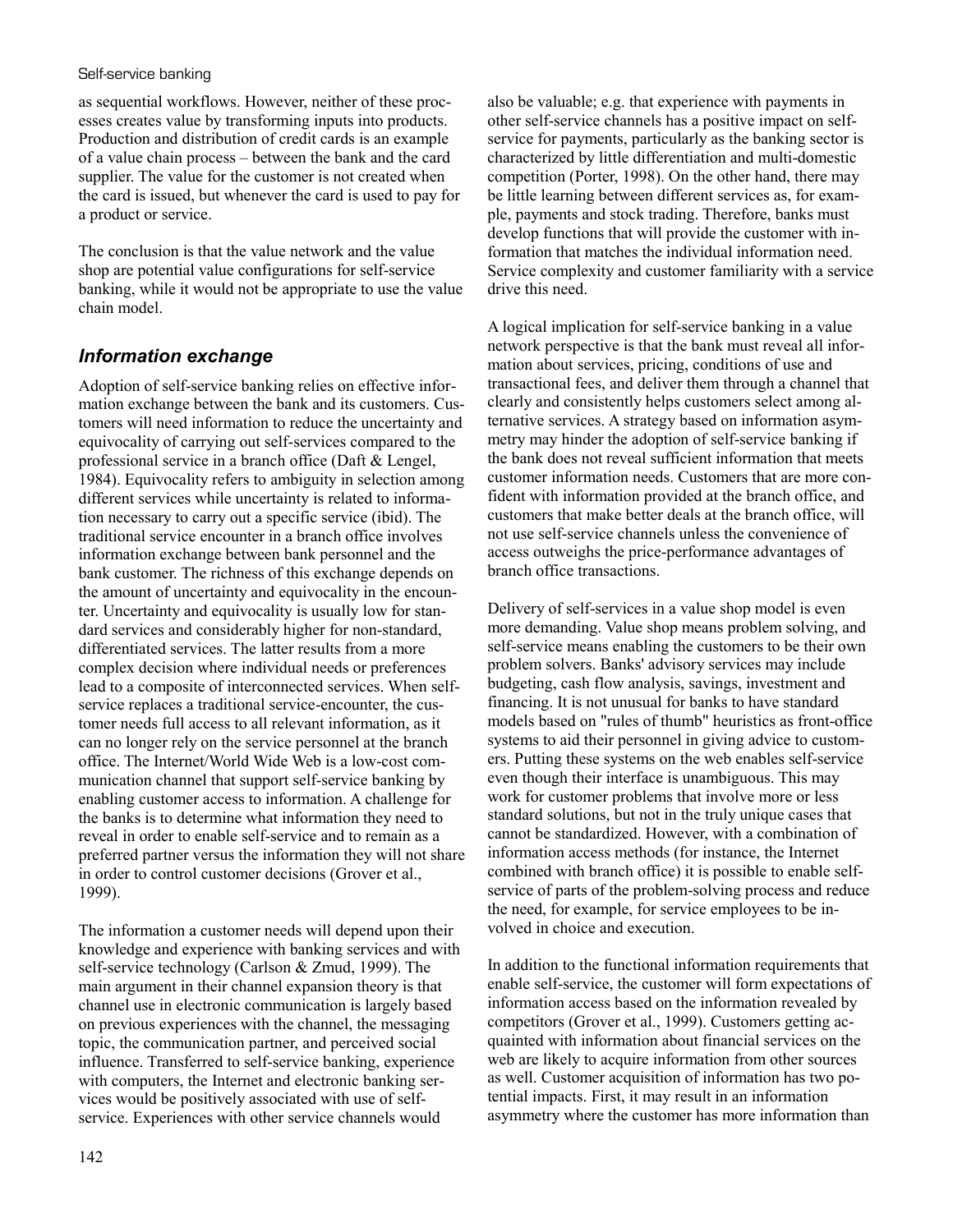as sequential workflows. However, neither of these processes creates value by transforming inputs into products. Production and distribution of credit cards is an example of a value chain process – between the bank and the card supplier. The value for the customer is not created when the card is issued, but whenever the card is used to pay for a product or service.

The conclusion is that the value network and the value shop are potential value configurations for self-service banking, while it would not be appropriate to use the value chain model.

## *Information exchange*

Adoption of self-service banking relies on effective information exchange between the bank and its customers. Customers will need information to reduce the uncertainty and equivocality of carrying out self-services compared to the professional service in a branch office (Daft & Lengel, 1984). Equivocality refers to ambiguity in selection among different services while uncertainty is related to information necessary to carry out a specific service (ibid). The traditional service encounter in a branch office involves information exchange between bank personnel and the bank customer. The richness of this exchange depends on the amount of uncertainty and equivocality in the encounter. Uncertainty and equivocality is usually low for standard services and considerably higher for non-standard, differentiated services. The latter results from a more complex decision where individual needs or preferences lead to a composite of interconnected services. When self-service replaces a traditional service-encounter, the customer needs full access to all relevant information, as it can no longer rely on the service personnel at the branch office. The Internet/World Wide Web is a low-cost communication channel that support self-service banking by enabling customer access to information. A challenge for the banks is to determine what information they need to reveal in order to enable self-service and to remain as a preferred partner versus the information they will not share in order to control customer decisions (Grover et al., 1999).

The information a customer needs will depend upon their knowledge and experience with banking services and with self-service technology (Carlson & Zmud, 1999). The main argument in their channel expansion theory is that channel use in electronic communication is largely based on previous experiences with the channel, the messaging topic, the communication partner, and perceived social influence. Transferred to self-service banking, experience with computers, the Internet and electronic banking services would be positively associated with use of self-service. Experiences with other service channels would also be valuable; e.g. that experience with payments in other self-service channels has a positive impact on self-service for payments, particularly as the banking sector is characterized by little differentiation and multi-domestic competition (Porter, 1998). On the other hand, there may be little learning between different services as, for example, payments and stock trading. Therefore, banks must develop functions that will provide the customer with information that matches the individual information need. Service complexity and customer familiarity with a service drive this need.

A logical implication for self-service banking in a value network perspective is that the bank must reveal all information about services, pricing, conditions of use and transactional fees, and deliver them through a channel that clearly and consistently helps customers select among alternative services. A strategy based on information asymmetry may hinder the adoption of self-service banking if the bank does not reveal sufficient information that meets customer information needs. Customers that are more confident with information provided at the branch office, and customers that make better deals at the branch office, will not use self-service channels unless the convenience of access outweighs the price-performance advantages of branch office transactions.

Delivery of self-services in a value shop model is even more demanding. Value shop means problem solving, and self-service means enabling the customers to be their own problem solvers. Banks' advisory services may include budgeting, cash flow analysis, savings, investment and financing. It is not unusual for banks to have standard models based on "rules of thumb" heuristics as front-office systems to aid their personnel in giving advice to customers. Putting these systems on the web enables self-service even though their interface is unambiguous. This may work for customer problems that involve more or less standard solutions, but not in the truly unique cases that cannot be standardized. However, with a combination of information access methods (for instance, the Internet combined with branch office) it is possible to enable self-service of parts of the problem-solving process and reduce the need, for example, for service employees to be involved in choice and execution.

In addition to the functional information requirements that enable self-service, the customer will form expectations of information access based on the information revealed by competitors (Grover et al., 1999). Customers getting acquainted with information about financial services on the web are likely to acquire information from other sources as well. Customer acquisition of information has two potential impacts. First, it may result in an information asymmetry where the customer has more information than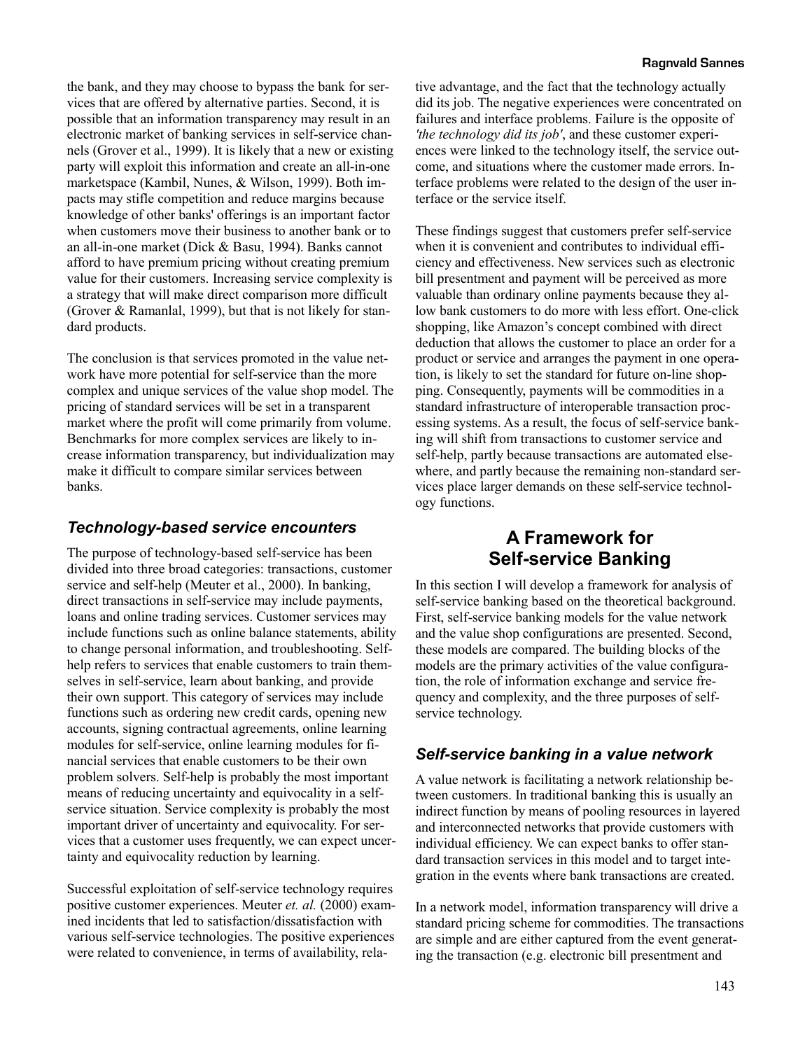the bank, and they may choose to bypass the bank for services that are offered by alternative parties. Second, it is possible that an information transparency may result in an electronic market of banking services in self-service channels (Grover et al., 1999). It is likely that a new or existing party will exploit this information and create an all-in-one marketspace (Kambil, Nunes, & Wilson, 1999). Both impacts may stifle competition and reduce margins because knowledge of other banks' offerings is an important factor when customers move their business to another bank or to an all-in-one market (Dick & Basu, 1994). Banks cannot afford to have premium pricing without creating premium value for their customers. Increasing service complexity is a strategy that will make direct comparison more difficult (Grover & Ramanlal, 1999), but that is not likely for standard products.

The conclusion is that services promoted in the value network have more potential for self-service than the more complex and unique services of the value shop model. The pricing of standard services will be set in a transparent market where the profit will come primarily from volume. Benchmarks for more complex services are likely to increase information transparency, but individualization may make it difficult to compare similar services between banks.

### *Technology-based service encounters*

The purpose of technology-based self-service has been divided into three broad categories: transactions, customer service and self-help (Meuter et al., 2000). In banking, direct transactions in self-service may include payments, loans and online trading services. Customer services may include functions such as online balance statements, ability to change personal information, and troubleshooting. Self-help refers to services that enable customers to train themselves in self-service, learn about banking, and provide their own support. This category of services may include functions such as ordering new credit cards, opening new accounts, signing contractual agreements, online learning modules for self-service, online learning modules for financial services that enable customers to be their own problem solvers. Self-help is probably the most important means of reducing uncertainty and equivocality in a self-service situation. Service complexity is probably the most important driver of uncertainty and equivocality. For services that a customer uses frequently, we can expect uncertainty and equivocality reduction by learning.

Successful exploitation of self-service technology requires positive customer experiences. Meuter *et. al.* (2000) examined incidents that led to satisfaction/dissatisfaction with various self-service technologies. The positive experiences were related to convenience, in terms of availability, relative advantage, and the fact that the technology actually did its job. The negative experiences were concentrated on failures and interface problems. Failure is the opposite of *'the technology did its job'*, and these customer experiences were linked to the technology itself, the service outcome, and situations where the customer made errors. Interface problems were related to the design of the user interface or the service itself.

These findings suggest that customers prefer self-service when it is convenient and contributes to individual efficiency and effectiveness. New services such as electronic bill presentment and payment will be perceived as more valuable than ordinary online payments because they allow bank customers to do more with less effort. One-click shopping, like Amazon's concept combined with direct deduction that allows the customer to place an order for a product or service and arranges the payment in one operation, is likely to set the standard for future on-line shopping. Consequently, payments will be commodities in a standard infrastructure of interoperable transaction processing systems. As a result, the focus of self-service banking will shift from transactions to customer service and self-help, partly because transactions are automated elsewhere, and partly because the remaining non-standard services place larger demands on these self-service technology functions.

## A Framework for Self-service Banking

In this section I will develop a framework for analysis of self-service banking based on the theoretical background. First, self-service banking models for the value network and the value shop configurations are presented. Second, these models are compared. The building blocks of the models are the primary activities of the value configuration, the role of information exchange and service frequency and complexity, and the three purposes of self-service technology.

### *Self-service banking in a value network*

A value network is facilitating a network relationship between customers. In traditional banking this is usually an indirect function by means of pooling resources in layered and interconnected networks that provide customers with individual efficiency. We can expect banks to offer standard transaction services in this model and to target integration in the events where bank transactions are created.

In a network model, information transparency will drive a standard pricing scheme for commodities. The transactions are simple and are either captured from the event generating the transaction (e.g. electronic bill presentment and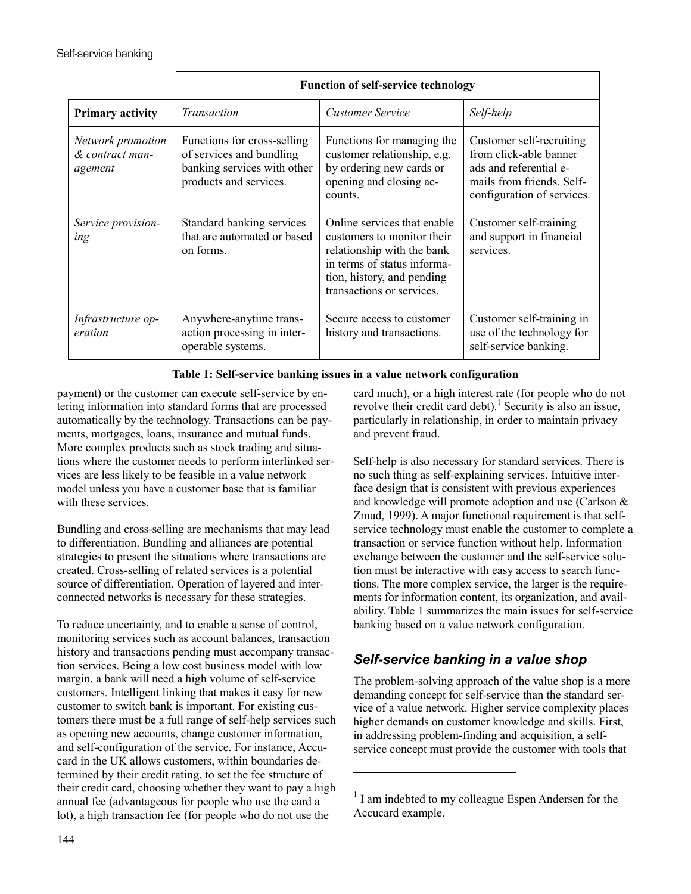| | Function of self-service technology | | |
|---|---|---|---|
| **Primary activity** | *Transaction* | *Customer Service* | *Self-help* |
| *Network promotion & contract management* | Functions for cross-selling of services and bundling banking services with other products and services. | Functions for managing the customer relationship, e.g. by ordering new cards or opening and closing accounts. | Customer self-recruiting from click-able banner ads and referential e-mails from friends. Self-configuration of services. |
| *Service provisioning* | Standard banking services that are automated or based on forms. | Online services that enable customers to monitor their relationship with the bank in terms of status information, history, and pending transactions or services. | Customer self-training and support in financial services. |
| *Infrastructure operation* | Anywhere-anytime transaction processing in interoperable systems. | Secure access to customer history and transactions. | Customer self-training in use of the technology for self-service banking. |

**Table 1: Self-service banking issues in a value network configuration**

payment) or the customer can execute self-service by entering information into standard forms that are processed automatically by the technology. Transactions can be payments, mortgages, loans, insurance and mutual funds. More complex products such as stock trading and situations where the customer needs to perform interlinked services are less likely to be feasible in a value network model unless you have a customer base that is familiar with these services.

Bundling and cross-selling are mechanisms that may lead to differentiation. Bundling and alliances are potential strategies to present the situations where transactions are created. Cross-selling of related services is a potential source of differentiation. Operation of layered and interconnected networks is necessary for these strategies.

To reduce uncertainty, and to enable a sense of control, monitoring services such as account balances, transaction history and transactions pending must accompany transaction services. Being a low cost business model with low margin, a bank will need a high volume of self-service customers. Intelligent linking that makes it easy for new customer to switch bank is important. For existing customers there must be a full range of self-help services such as opening new accounts, change customer information, and self-configuration of the service. For instance, Accucard in the UK allows customers, within boundaries determined by their credit rating, to set the fee structure of their credit card, choosing whether they want to pay a high annual fee (advantageous for people who use the card a lot), a high transaction fee (for people who do not use the card much), or a high interest rate (for people who do not revolve their credit card debt).[1] Security is also an issue, particularly in relationship, in order to maintain privacy and prevent fraud.

Self-help is also necessary for standard services. There is no such thing as self-explaining services. Intuitive interface design that is consistent with previous experiences and knowledge will promote adoption and use (Carlson & Zmud, 1999). A major functional requirement is that self-service technology must enable the customer to complete a transaction or service function without help. Information exchange between the customer and the self-service solution must be interactive with easy access to search functions. The more complex service, the larger is the requirements for information content, its organization, and availability. Table 1 summarizes the main issues for self-service banking based on a value network configuration.

## *Self-service banking in a value shop*

The problem-solving approach of the value shop is a more demanding concept for self-service than the standard service of a value network. Higher service complexity places higher demands on customer knowledge and skills. First, in addressing problem-finding and acquisition, a self-service concept must provide the customer with tools that

---

[1] I am indebted to my colleague Espen Andersen for the Accucard example.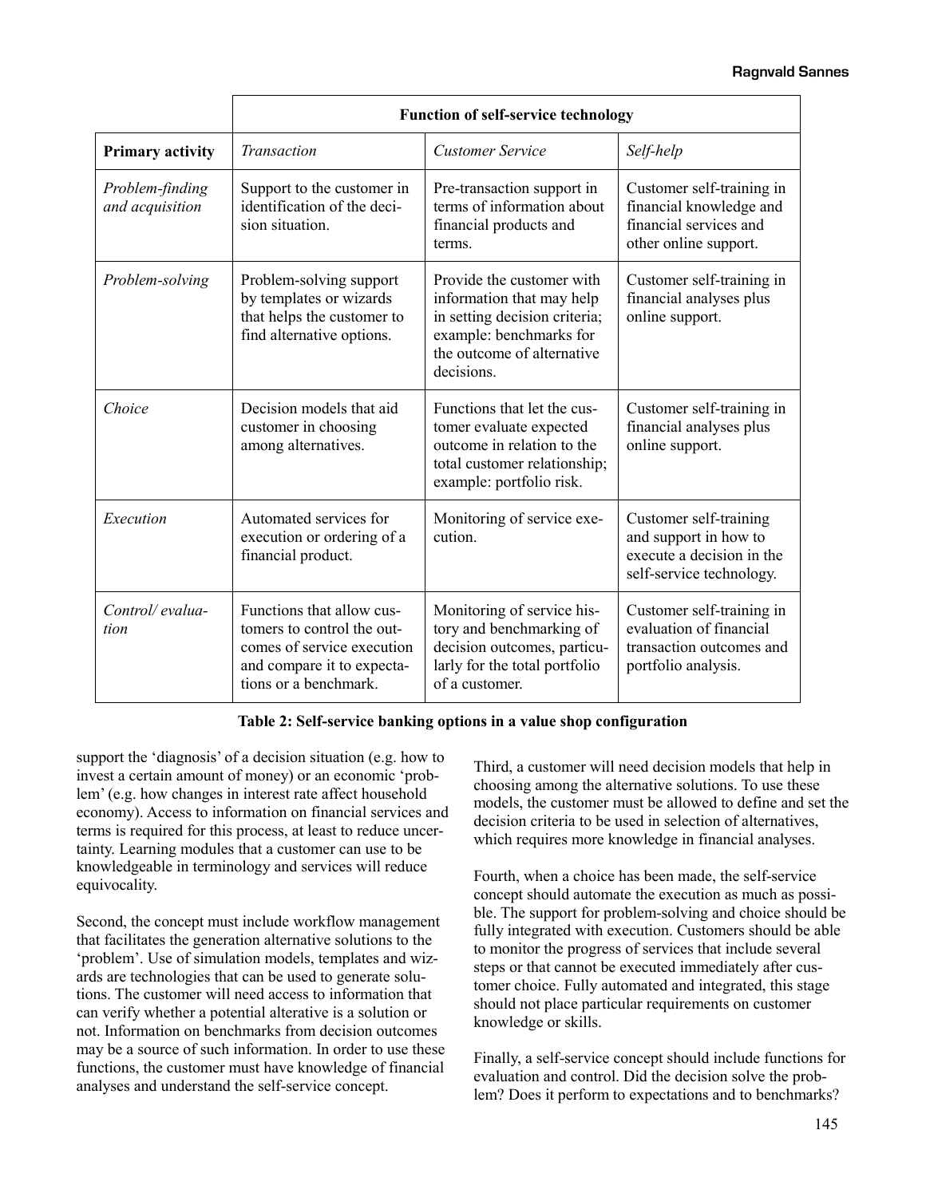| | **Function of self-service technology** | | |
|---|---|---|---|
| **Primary activity** | *Transaction* | *Customer Service* | *Self-help* |
| *Problem-finding and acquisition* | Support to the customer in identification of the decision situation. | Pre-transaction support in terms of information about financial products and terms. | Customer self-training in financial knowledge and financial services and other online support. |
| *Problem-solving* | Problem-solving support by templates or wizards that helps the customer to find alternative options. | Provide the customer with information that may help in setting decision criteria; example: benchmarks for the outcome of alternative decisions. | Customer self-training in financial analyses plus online support. |
| *Choice* | Decision models that aid customer in choosing among alternatives. | Functions that let the customer evaluate expected outcome in relation to the total customer relationship; example: portfolio risk. | Customer self-training in financial analyses plus online support. |
| *Execution* | Automated services for execution or ordering of a financial product. | Monitoring of service execution. | Customer self-training and support in how to execute a decision in the self-service technology. |
| *Control/ evaluation* | Functions that allow customers to control the outcomes of service execution and compare it to expectations or a benchmark. | Monitoring of service history and benchmarking of decision outcomes, particularly for the total portfolio of a customer. | Customer self-training in evaluation of financial transaction outcomes and portfolio analysis. |

**Table 2: Self-service banking options in a value shop configuration**

support the 'diagnosis' of a decision situation (e.g. how to invest a certain amount of money) or an economic 'problem' (e.g. how changes in interest rate affect household economy). Access to information on financial services and terms is required for this process, at least to reduce uncertainty. Learning modules that a customer can use to be knowledgeable in terminology and services will reduce equivocality.

Second, the concept must include workflow management that facilitates the generation alternative solutions to the 'problem'. Use of simulation models, templates and wizards are technologies that can be used to generate solutions. The customer will need access to information that can verify whether a potential alterative is a solution or not. Information on benchmarks from decision outcomes may be a source of such information. In order to use these functions, the customer must have knowledge of financial analyses and understand the self-service concept.

Third, a customer will need decision models that help in choosing among the alternative solutions. To use these models, the customer must be allowed to define and set the decision criteria to be used in selection of alternatives, which requires more knowledge in financial analyses.

Fourth, when a choice has been made, the self-service concept should automate the execution as much as possible. The support for problem-solving and choice should be fully integrated with execution. Customers should be able to monitor the progress of services that include several steps or that cannot be executed immediately after customer choice. Fully automated and integrated, this stage should not place particular requirements on customer knowledge or skills.

Finally, a self-service concept should include functions for evaluation and control. Did the decision solve the problem? Does it perform to expectations and to benchmarks?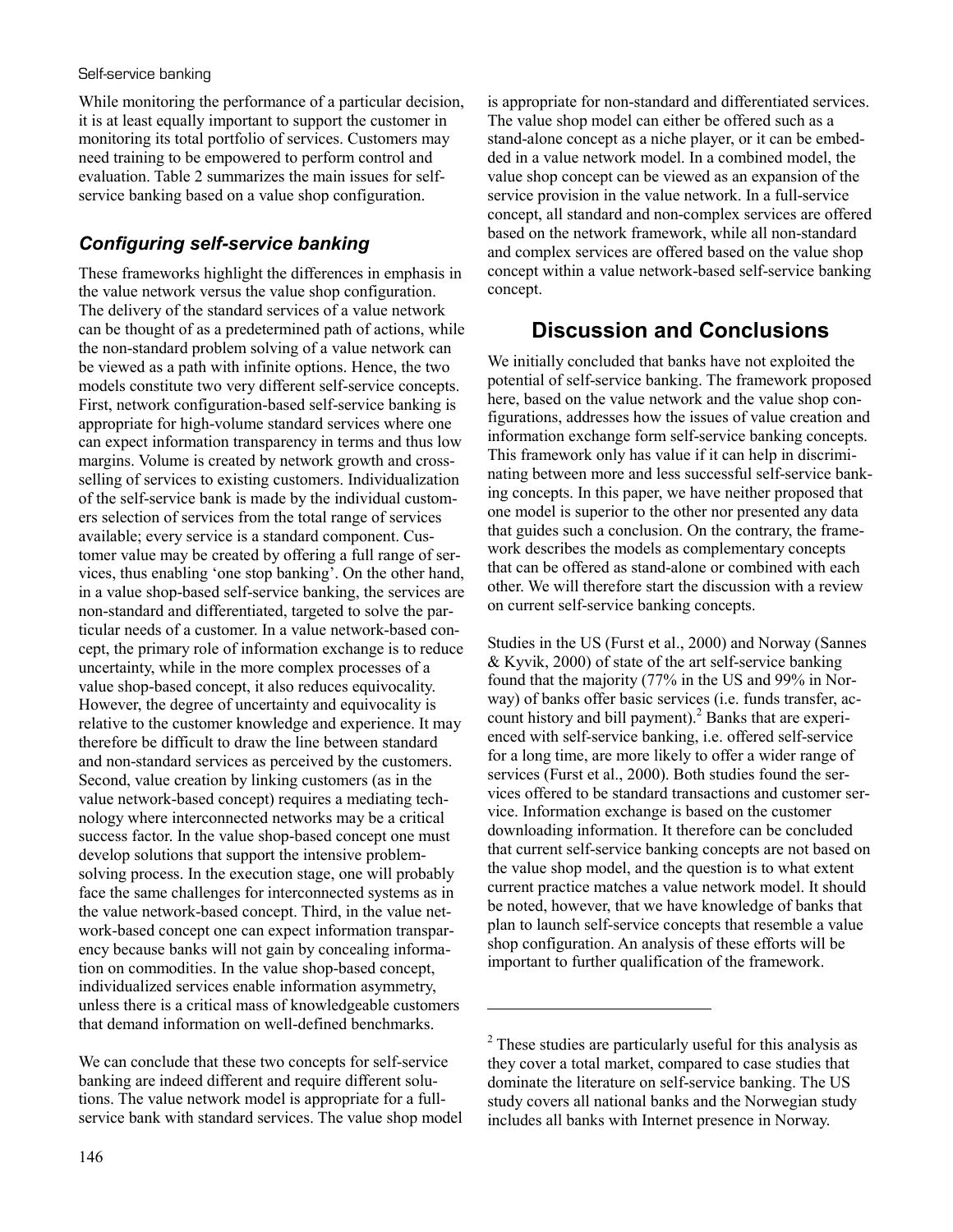While monitoring the performance of a particular decision, it is at least equally important to support the customer in monitoring its total portfolio of services. Customers may need training to be empowered to perform control and evaluation. Table 2 summarizes the main issues for self-service banking based on a value shop configuration.

### *Configuring self-service banking*

These frameworks highlight the differences in emphasis in the value network versus the value shop configuration. The delivery of the standard services of a value network can be thought of as a predetermined path of actions, while the non-standard problem solving of a value network can be viewed as a path with infinite options. Hence, the two models constitute two very different self-service concepts. First, network configuration-based self-service banking is appropriate for high-volume standard services where one can expect information transparency in terms and thus low margins. Volume is created by network growth and cross-selling of services to existing customers. Individualization of the self-service bank is made by the individual customers selection of services from the total range of services available; every service is a standard component. Customer value may be created by offering a full range of services, thus enabling 'one stop banking'. On the other hand, in a value shop-based self-service banking, the services are non-standard and differentiated, targeted to solve the particular needs of a customer. In a value network-based concept, the primary role of information exchange is to reduce uncertainty, while in the more complex processes of a value shop-based concept, it also reduces equivocality. However, the degree of uncertainty and equivocality is relative to the customer knowledge and experience. It may therefore be difficult to draw the line between standard and non-standard services as perceived by the customers. Second, value creation by linking customers (as in the value network-based concept) requires a mediating technology where interconnected networks may be a critical success factor. In the value shop-based concept one must develop solutions that support the intensive problem-solving process. In the execution stage, one will probably face the same challenges for interconnected systems as in the value network-based concept. Third, in the value network-based concept one can expect information transparency because banks will not gain by concealing information on commodities. In the value shop-based concept, individualized services enable information asymmetry, unless there is a critical mass of knowledgeable customers that demand information on well-defined benchmarks.

We can conclude that these two concepts for self-service banking are indeed different and require different solutions. The value network model is appropriate for a full-service bank with standard services. The value shop model is appropriate for non-standard and differentiated services. The value shop model can either be offered such as a stand-alone concept as a niche player, or it can be embedded in a value network model. In a combined model, the value shop concept can be viewed as an expansion of the service provision in the value network. In a full-service concept, all standard and non-complex services are offered based on the network framework, while all non-standard and complex services are offered based on the value shop concept within a value network-based self-service banking concept.

## Discussion and Conclusions

We initially concluded that banks have not exploited the potential of self-service banking. The framework proposed here, based on the value network and the value shop configurations, addresses how the issues of value creation and information exchange form self-service banking concepts. This framework only has value if it can help in discriminating between more and less successful self-service banking concepts. In this paper, we have neither proposed that one model is superior to the other nor presented any data that guides such a conclusion. On the contrary, the framework describes the models as complementary concepts that can be offered as stand-alone or combined with each other. We will therefore start the discussion with a review on current self-service banking concepts.

Studies in the US (Furst et al., 2000) and Norway (Sannes & Kyvik, 2000) of state of the art self-service banking found that the majority (77% in the US and 99% in Norway) of banks offer basic services (i.e. funds transfer, account history and bill payment).[2] Banks that are experienced with self-service banking, i.e. offered self-service for a long time, are more likely to offer a wider range of services (Furst et al., 2000). Both studies found the services offered to be standard transactions and customer service. Information exchange is based on the customer downloading information. It therefore can be concluded that current self-service banking concepts are not based on the value shop model, and the question is to what extent current practice matches a value network model. It should be noted, however, that we have knowledge of banks that plan to launch self-service concepts that resemble a value shop configuration. An analysis of these efforts will be important to further qualification of the framework.

[2] These studies are particularly useful for this analysis as they cover a total market, compared to case studies that dominate the literature on self-service banking. The US study covers all national banks and the Norwegian study includes all banks with Internet presence in Norway.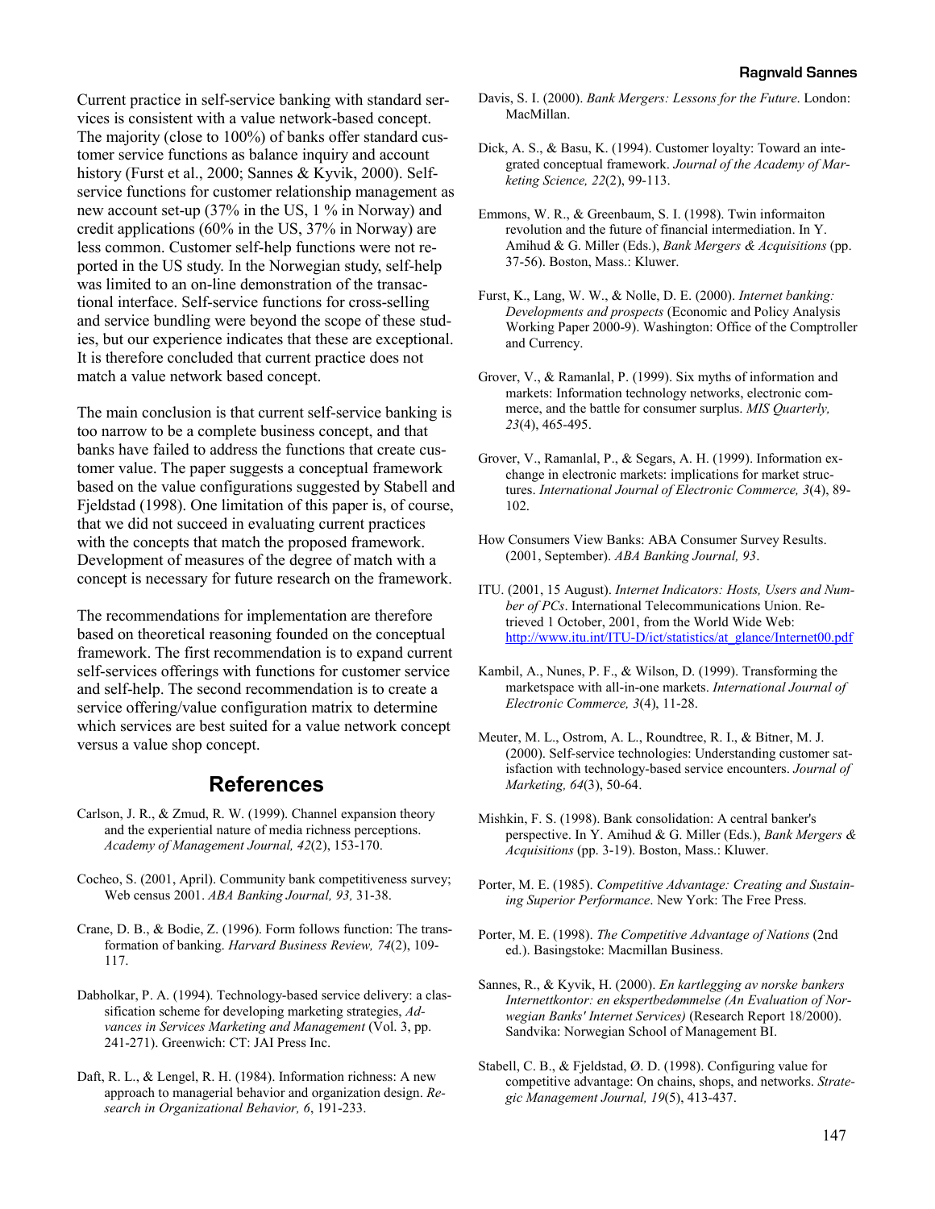Current practice in self-service banking with standard services is consistent with a value network-based concept. The majority (close to 100%) of banks offer standard customer service functions as balance inquiry and account history (Furst et al., 2000; Sannes & Kyvik, 2000). Self-service functions for customer relationship management as new account set-up (37% in the US, 1 % in Norway) and credit applications (60% in the US, 37% in Norway) are less common. Customer self-help functions were not reported in the US study. In the Norwegian study, self-help was limited to an on-line demonstration of the transactional interface. Self-service functions for cross-selling and service bundling were beyond the scope of these studies, but our experience indicates that these are exceptional. It is therefore concluded that current practice does not match a value network based concept.

The main conclusion is that current self-service banking is too narrow to be a complete business concept, and that banks have failed to address the functions that create customer value. The paper suggests a conceptual framework based on the value configurations suggested by Stabell and Fjeldstad (1998). One limitation of this paper is, of course, that we did not succeed in evaluating current practices with the concepts that match the proposed framework. Development of measures of the degree of match with a concept is necessary for future research on the framework.

The recommendations for implementation are therefore based on theoretical reasoning founded on the conceptual framework. The first recommendation is to expand current self-services offerings with functions for customer service and self-help. The second recommendation is to create a service offering/value configuration matrix to determine which services are best suited for a value network concept versus a value shop concept.

## References

Carlson, J. R., & Zmud, R. W. (1999). Channel expansion theory and the experiential nature of media richness perceptions. *Academy of Management Journal, 42*(2), 153-170.

Cocheo, S. (2001, April). Community bank competitiveness survey; Web census 2001. *ABA Banking Journal, 93,* 31-38.

Crane, D. B., & Bodie, Z. (1996). Form follows function: The transformation of banking. *Harvard Business Review, 74*(2), 109-117.

Dabholkar, P. A. (1994). Technology-based service delivery: a classification scheme for developing marketing strategies, *Advances in Services Marketing and Management* (Vol. 3, pp. 241-271). Greenwich: CT: JAI Press Inc.

Daft, R. L., & Lengel, R. H. (1984). Information richness: A new approach to managerial behavior and organization design. *Research in Organizational Behavior, 6*, 191-233.

Davis, S. I. (2000). *Bank Mergers: Lessons for the Future*. London: MacMillan.

Dick, A. S., & Basu, K. (1994). Customer loyalty: Toward an integrated conceptual framework. *Journal of the Academy of Marketing Science, 22*(2), 99-113.

Emmons, W. R., & Greenbaum, S. I. (1998). Twin informaiton revolution and the future of financial intermediation. In Y. Amihud & G. Miller (Eds.), *Bank Mergers & Acquisitions* (pp. 37-56). Boston, Mass.: Kluwer.

Furst, K., Lang, W. W., & Nolle, D. E. (2000). *Internet banking: Developments and prospects* (Economic and Policy Analysis Working Paper 2000-9). Washington: Office of the Comptroller and Currency.

Grover, V., & Ramanlal, P. (1999). Six myths of information and markets: Information technology networks, electronic commerce, and the battle for consumer surplus. *MIS Quarterly, 23*(4), 465-495.

Grover, V., Ramanlal, P., & Segars, A. H. (1999). Information exchange in electronic markets: implications for market structures. *International Journal of Electronic Commerce, 3*(4), 89-102.

How Consumers View Banks: ABA Consumer Survey Results. (2001, September). *ABA Banking Journal, 93*.

ITU. (2001, 15 August). *Internet Indicators: Hosts, Users and Number of PCs*. International Telecommunications Union. Retrieved 1 October, 2001, from the World Wide Web: http://www.itu.int/ITU-D/ict/statistics/at_glance/Internet00.pdf

Kambil, A., Nunes, P. F., & Wilson, D. (1999). Transforming the marketspace with all-in-one markets. *International Journal of Electronic Commerce, 3*(4), 11-28.

Meuter, M. L., Ostrom, A. L., Roundtree, R. I., & Bitner, M. J. (2000). Self-service technologies: Understanding customer satisfaction with technology-based service encounters. *Journal of Marketing, 64*(3), 50-64.

Mishkin, F. S. (1998). Bank consolidation: A central banker's perspective. In Y. Amihud & G. Miller (Eds.), *Bank Mergers & Acquisitions* (pp. 3-19). Boston, Mass.: Kluwer.

Porter, M. E. (1985). *Competitive Advantage: Creating and Sustaining Superior Performance*. New York: The Free Press.

Porter, M. E. (1998). *The Competitive Advantage of Nations* (2nd ed.). Basingstoke: Macmillan Business.

Sannes, R., & Kyvik, H. (2000). *En kartlegging av norske bankers Internettkontor: en ekspertbedømmelse (An Evaluation of Norwegian Banks' Internet Services)* (Research Report 18/2000). Sandvika: Norwegian School of Management BI.

Stabell, C. B., & Fjeldstad, Ø. D. (1998). Configuring value for competitive advantage: On chains, shops, and networks. *Strategic Management Journal, 19*(5), 413-437.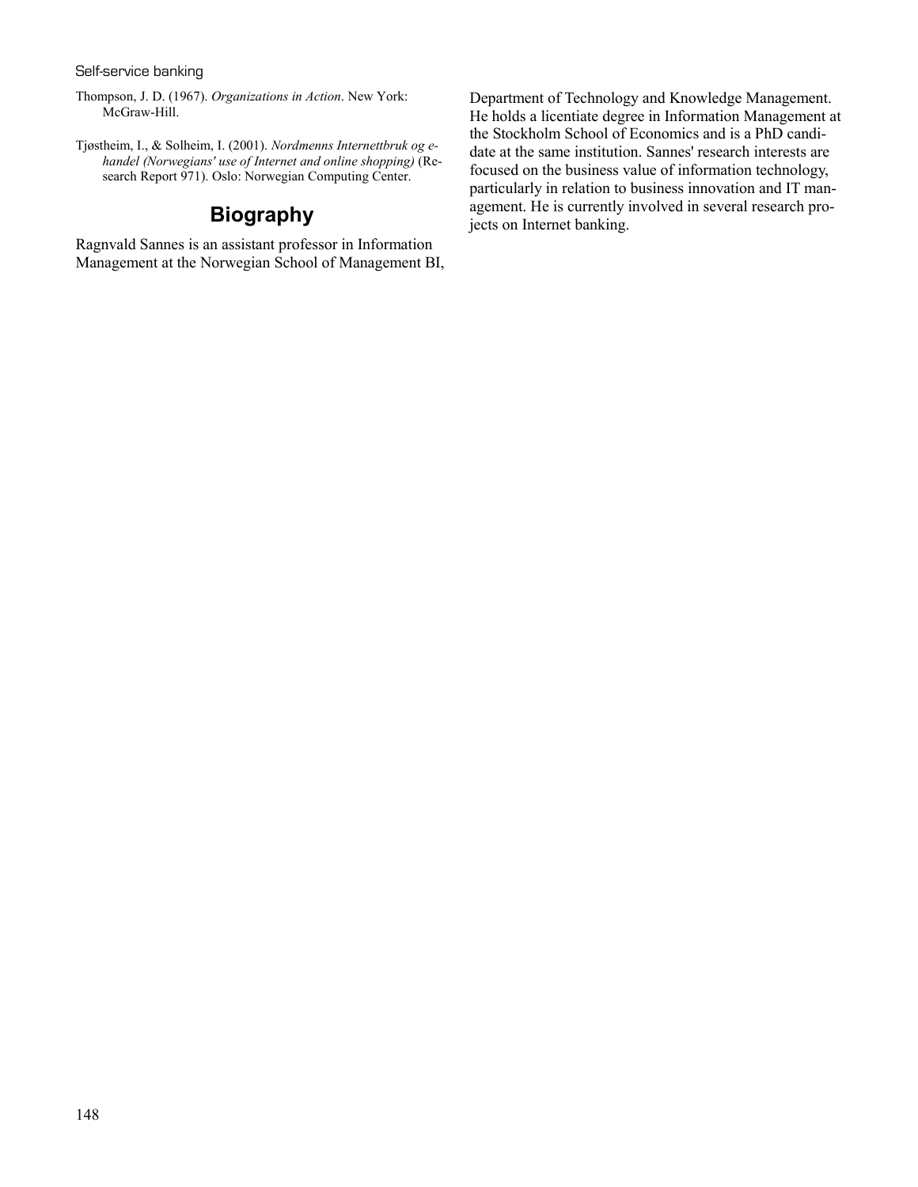Thompson, J. D. (1967). *Organizations in Action*. New York: McGraw-Hill.

Tjøstheim, I., & Solheim, I. (2001). *Nordmenns Internettbruk og e-handel (Norwegians' use of Internet and online shopping)* (Research Report 971). Oslo: Norwegian Computing Center.

## Biography

Ragnvald Sannes is an assistant professor in Information Management at the Norwegian School of Management BI, Department of Technology and Knowledge Management. He holds a licentiate degree in Information Management at the Stockholm School of Economics and is a PhD candidate at the same institution. Sannes' research interests are focused on the business value of information technology, particularly in relation to business innovation and IT management. He is currently involved in several research projects on Internet banking.